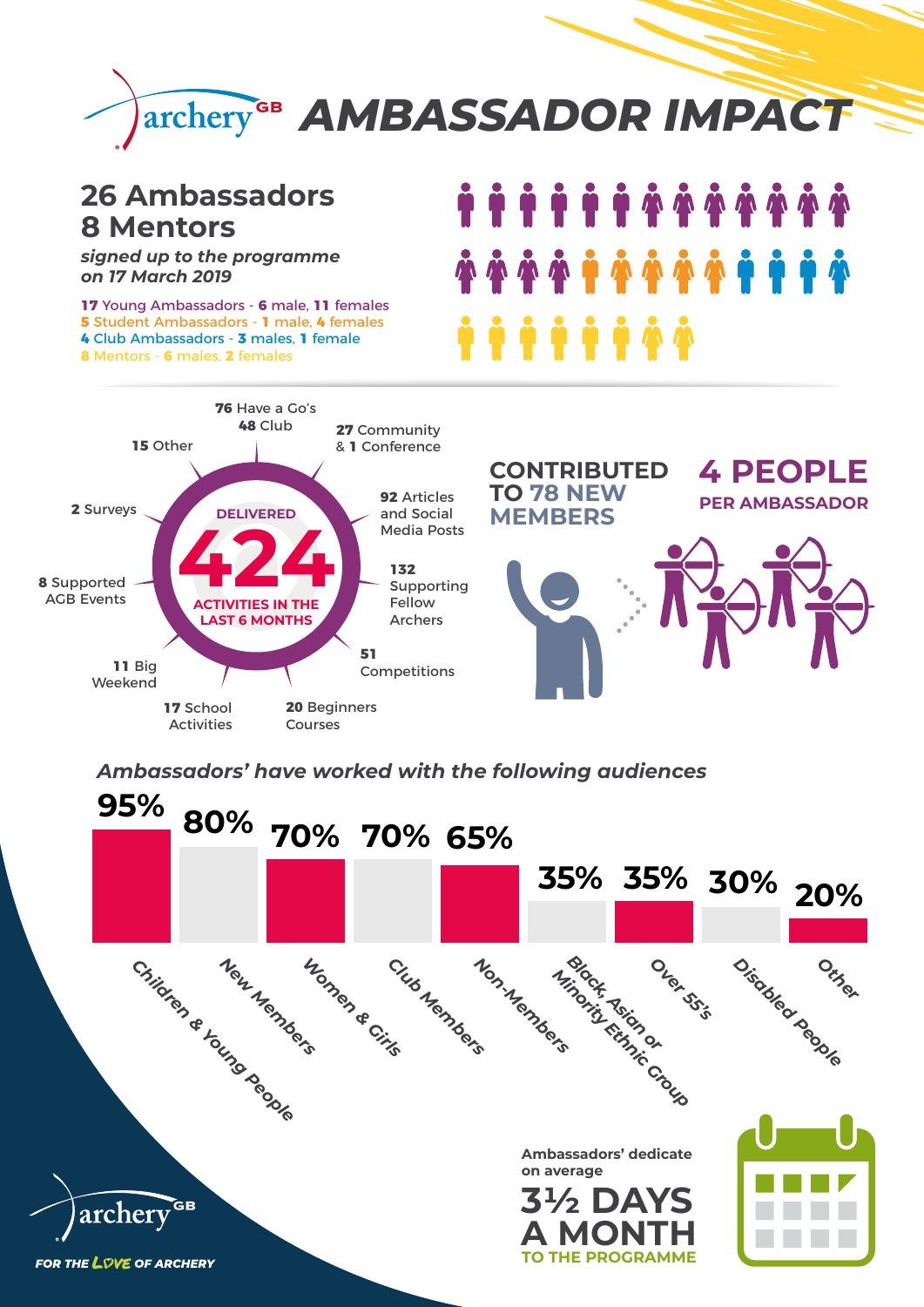# archery GB AMBASSADOR IMPACT

## 26 Ambassadors
## 8 Mentors

*signed up to the programme on 17 March 2019*

- **17** Young Ambassadors - **6** male, **11** females
- **5** Student Ambassadors - **1** male, **4** females
- **4** Club Ambassadors - **3** males, **1** female
- **8** Mentors - **6** males, **2** females

## DELIVERED 424 ACTIVITIES IN THE LAST 6 MONTHS

- **76** Have a Go's
- **48** Club
- **27** Community & **1** Conference
- **92** Articles and Social Media Posts
- **132** Supporting Fellow Archers
- **51** Competitions
- **20** Beginners Courses
- **17** School Activities
- **11** Big Weekend
- **8** Supported AGB Events
- **2** Surveys
- **15** Other

## CONTRIBUTED TO 78 NEW MEMBERS

## 4 PEOPLE PER AMBASSADOR

*Ambassadors' have worked with the following audiences*

| Audience | % |
|---|---|
| Children & Young People | 95% |
| New Members | 80% |
| Women & Girls | 70% |
| Club Members | 70% |
| Non-Members | 65% |
| Black, Asian or Minority Ethnic Group | 35% |
| Over 55's | 35% |
| Disabled People | 30% |
| Other | 20% |

Ambassadors' dedicate on average

**3½ DAYS A MONTH**

TO THE PROGRAMME

archery GB

*FOR THE LOVE OF ARCHERY*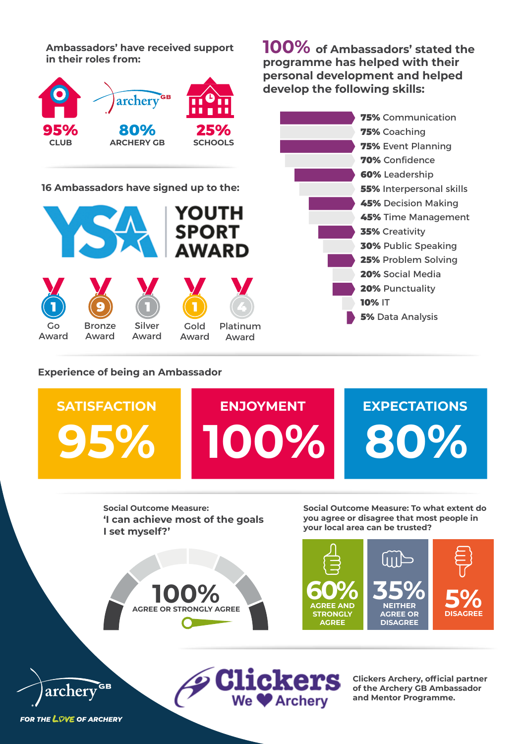**Ambassadors' have received support in their roles from:**

95%
CLUB

80%
ARCHERY GB

25%
SCHOOLS

**100% of Ambassadors' stated the programme has helped with their personal development and helped develop the following skills:**

**75%** Communication
**75%** Coaching
**75%** Event Planning
**70%** Confidence
**60%** Leadership
**55%** Interpersonal skills
**45%** Decision Making
**45%** Time Management
**35%** Creativity
**30%** Public Speaking
**25%** Problem Solving
**20%** Social Media
**20%** Punctuality
**10%** IT
**5%** Data Analysis

**16 Ambassadors have signed up to the:**

YSA YOUTH SPORT AWARD

1 Go Award
9 Bronze Award
1 Silver Award
1 Gold Award
4 Platinum Award

## Experience of being an Ambassador

SATISFACTION 95%

ENJOYMENT 100%

EXPECTATIONS 80%

**Social Outcome Measure:**
**'I can achieve most of the goals I set myself?'**

100%
AGREE OR STRONGLY AGREE

**Social Outcome Measure: To what extent do you agree or disagree that most people in your local area can be trusted?**

60% AGREE AND STRONGLY AGREE

35% NEITHER AGREE OR DISAGREE

5% DISAGREE

archery GB
FOR THE LOVE OF ARCHERY

Clickers We ❤ Archery

Clickers Archery, official partner of the Archery GB Ambassador and Mentor Programme.